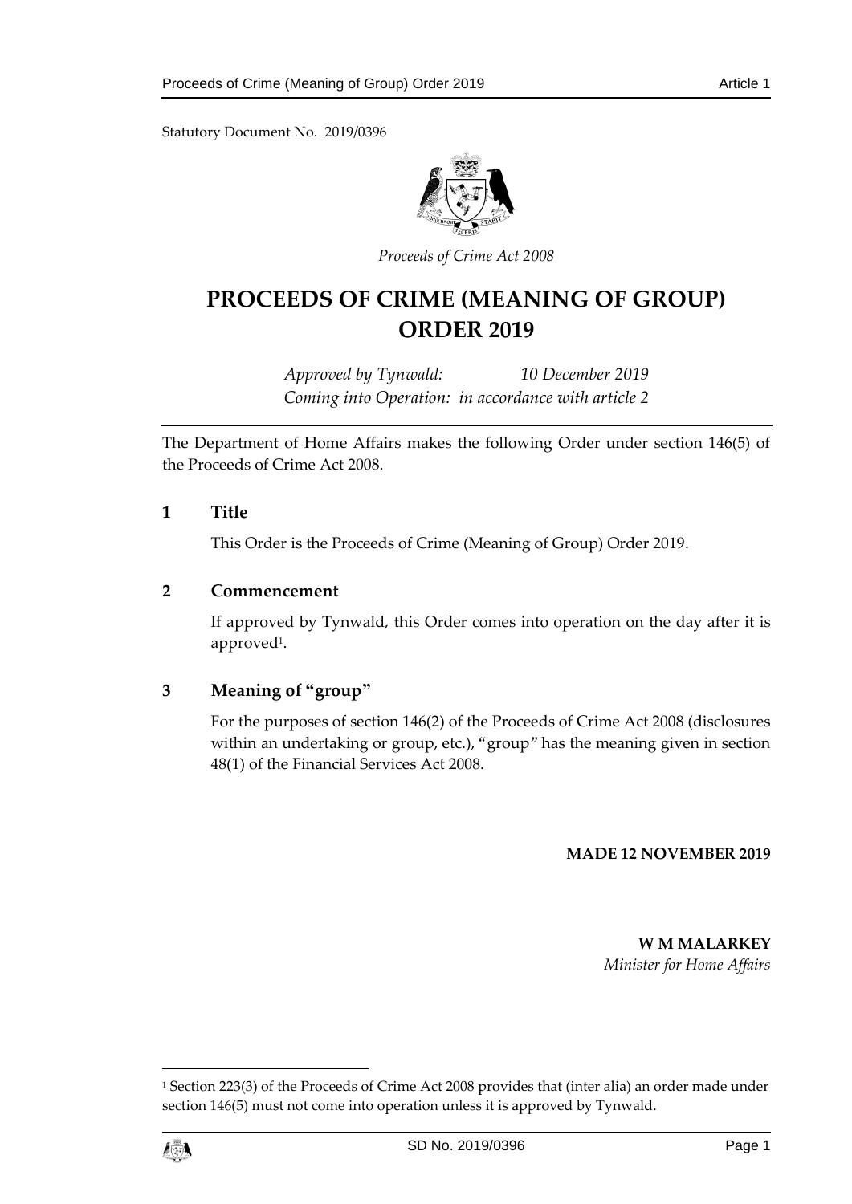Statutory Document No. 2019/0396

*Proceeds of Crime Act 2008*

# PROCEEDS OF CRIME (MEANING OF GROUP) ORDER 2019

*Approved by Tynwald:* *10 December 2019*
*Coming into Operation: in accordance with article 2*

The Department of Home Affairs makes the following Order under section 146(5) of the Proceeds of Crime Act 2008.

## 1 Title

This Order is the Proceeds of Crime (Meaning of Group) Order 2019.

## 2 Commencement

If approved by Tynwald, this Order comes into operation on the day after it is approved[1].

## 3 Meaning of "group"

For the purposes of section 146(2) of the Proceeds of Crime Act 2008 (disclosures within an undertaking or group, etc.), "group" has the meaning given in section 48(1) of the Financial Services Act 2008.

**MADE 12 NOVEMBER 2019**

**W M MALARKEY**
*Minister for Home Affairs*

[1] Section 223(3) of the Proceeds of Crime Act 2008 provides that (inter alia) an order made under section 146(5) must not come into operation unless it is approved by Tynwald.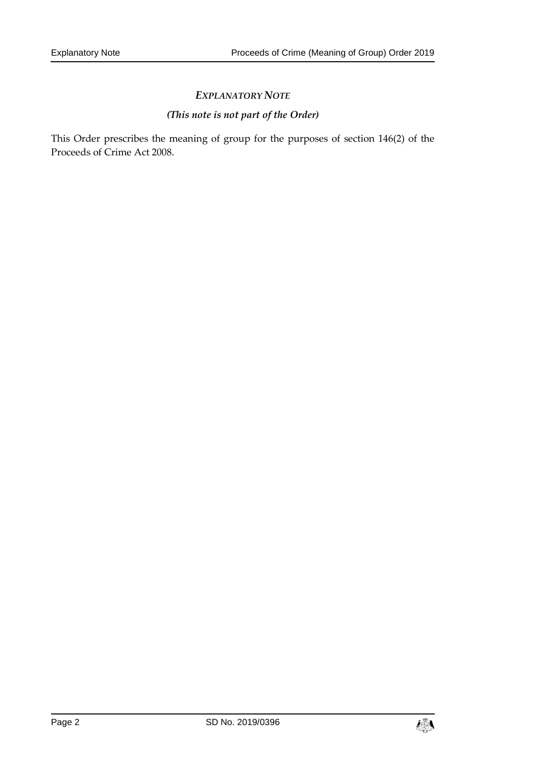## *EXPLANATORY NOTE*

***(This note is not part of the Order)***

This Order prescribes the meaning of group for the purposes of section 146(2) of the Proceeds of Crime Act 2008.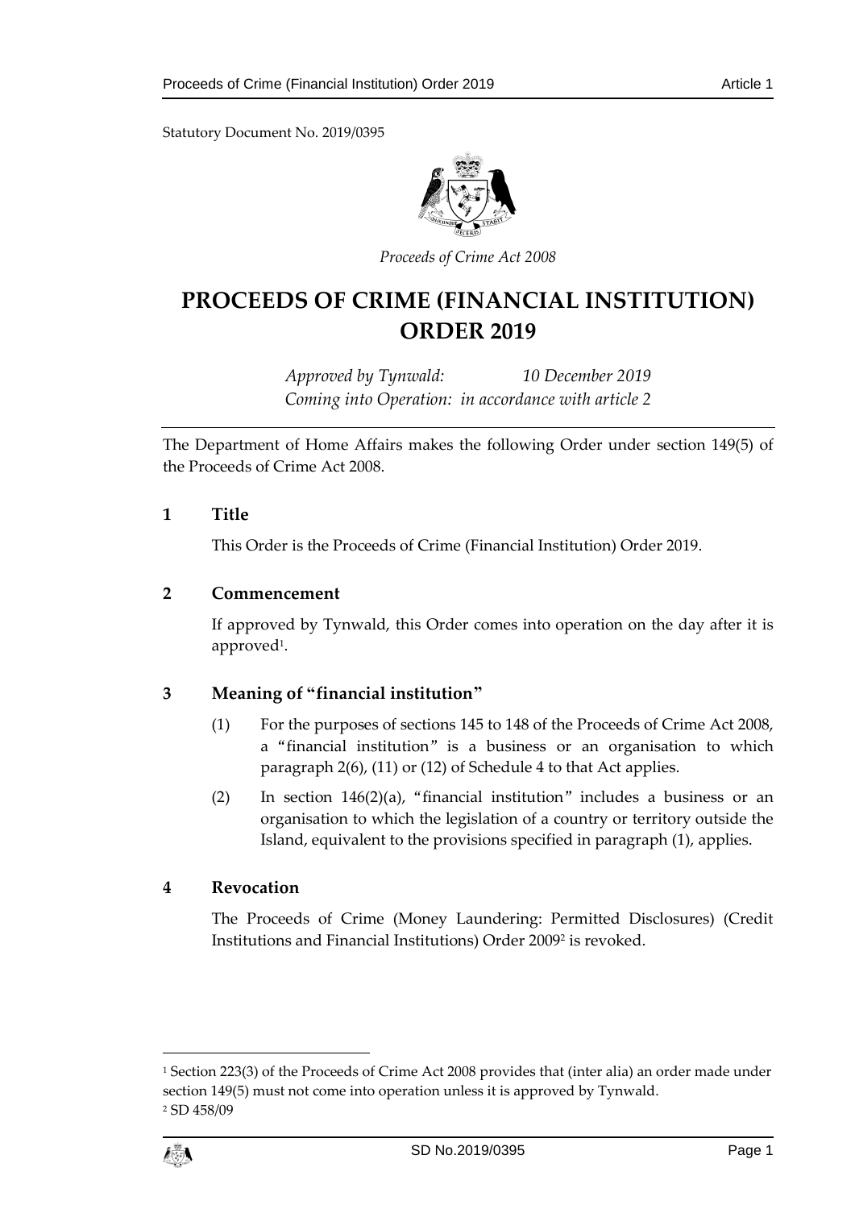Statutory Document No. 2019/0395

*Proceeds of Crime Act 2008*

# PROCEEDS OF CRIME (FINANCIAL INSTITUTION) ORDER 2019

*Approved by Tynwald: 10 December 2019*
*Coming into Operation: in accordance with article 2*

The Department of Home Affairs makes the following Order under section 149(5) of the Proceeds of Crime Act 2008.

### 1 Title

This Order is the Proceeds of Crime (Financial Institution) Order 2019.

### 2 Commencement

If approved by Tynwald, this Order comes into operation on the day after it is approved[1].

### 3 Meaning of "financial institution"

(1) For the purposes of sections 145 to 148 of the Proceeds of Crime Act 2008, a "financial institution" is a business or an organisation to which paragraph 2(6), (11) or (12) of Schedule 4 to that Act applies.

(2) In section 146(2)(a), "financial institution" includes a business or an organisation to which the legislation of a country or territory outside the Island, equivalent to the provisions specified in paragraph (1), applies.

### 4 Revocation

The Proceeds of Crime (Money Laundering: Permitted Disclosures) (Credit Institutions and Financial Institutions) Order 2009[2] is revoked.

---

[1] Section 223(3) of the Proceeds of Crime Act 2008 provides that (inter alia) an order made under section 149(5) must not come into operation unless it is approved by Tynwald.

[2] SD 458/09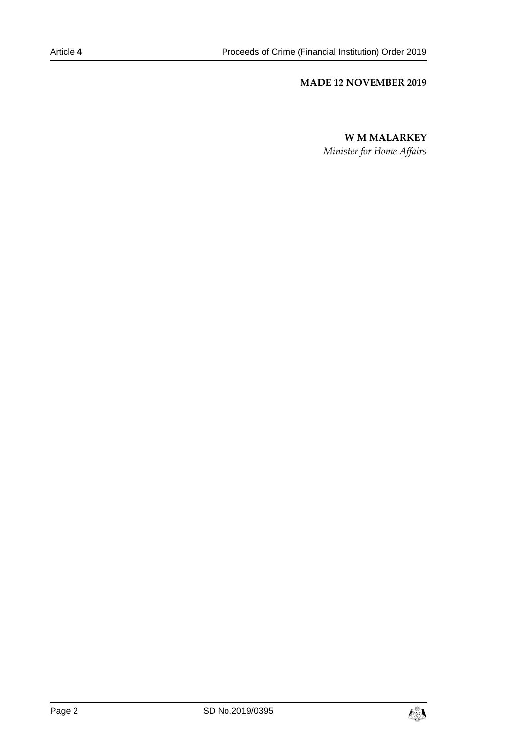**MADE 12 NOVEMBER 2019**

**W M MALARKEY**

*Minister for Home Affairs*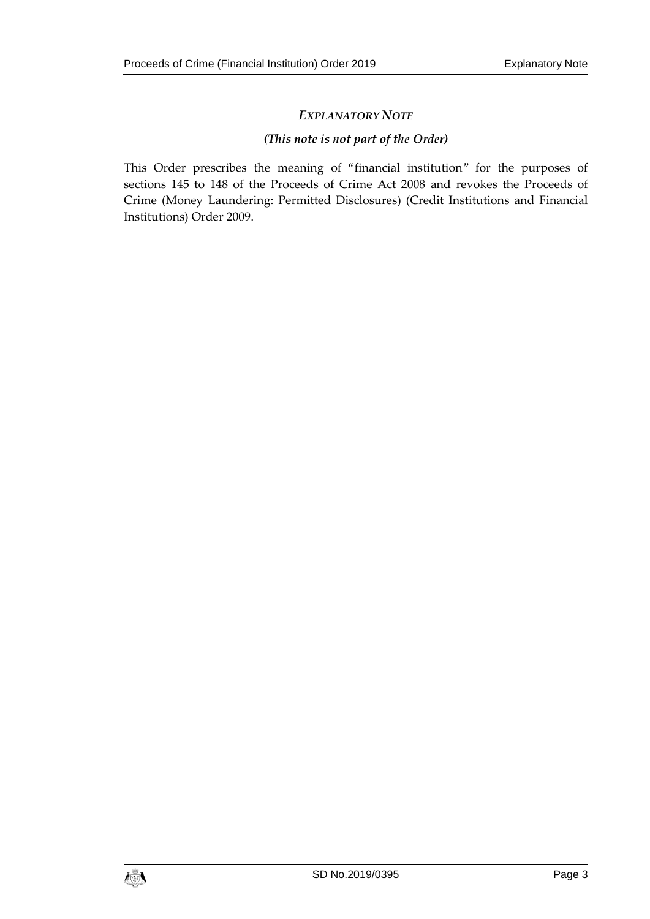## *EXPLANATORY NOTE*

***(This note is not part of the Order)***

This Order prescribes the meaning of "financial institution" for the purposes of sections 145 to 148 of the Proceeds of Crime Act 2008 and revokes the Proceeds of Crime (Money Laundering: Permitted Disclosures) (Credit Institutions and Financial Institutions) Order 2009.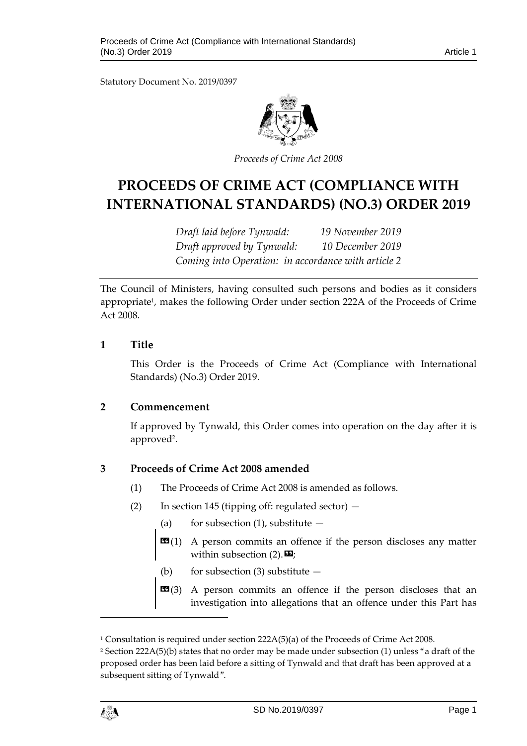Statutory Document No. 2019/0397

*Proceeds of Crime Act 2008*

# PROCEEDS OF CRIME ACT (COMPLIANCE WITH INTERNATIONAL STANDARDS) (NO.3) ORDER 2019

*Draft laid before Tynwald: 19 November 2019*
*Draft approved by Tynwald: 10 December 2019*
*Coming into Operation: in accordance with article 2*

The Council of Ministers, having consulted such persons and bodies as it considers appropriate[1], makes the following Order under section 222A of the Proceeds of Crime Act 2008.

## 1 Title

This Order is the Proceeds of Crime Act (Compliance with International Standards) (No.3) Order 2019.

## 2 Commencement

If approved by Tynwald, this Order comes into operation on the day after it is approved[2].

## 3 Proceeds of Crime Act 2008 amended

(1) The Proceeds of Crime Act 2008 is amended as follows.

(2) In section 145 (tipping off: regulated sector) —

(a) for subsection (1), substitute —

> «(1) A person commits an offence if the person discloses any matter within subsection (2).»;

(b) for subsection (3) substitute —

> «(3) A person commits an offence if the person discloses that an investigation into allegations that an offence under this Part has

---

[1] Consultation is required under section 222A(5)(a) of the Proceeds of Crime Act 2008.

[2] Section 222A(5)(b) states that no order may be made under subsection (1) unless "a draft of the proposed order has been laid before a sitting of Tynwald and that draft has been approved at a subsequent sitting of Tynwald".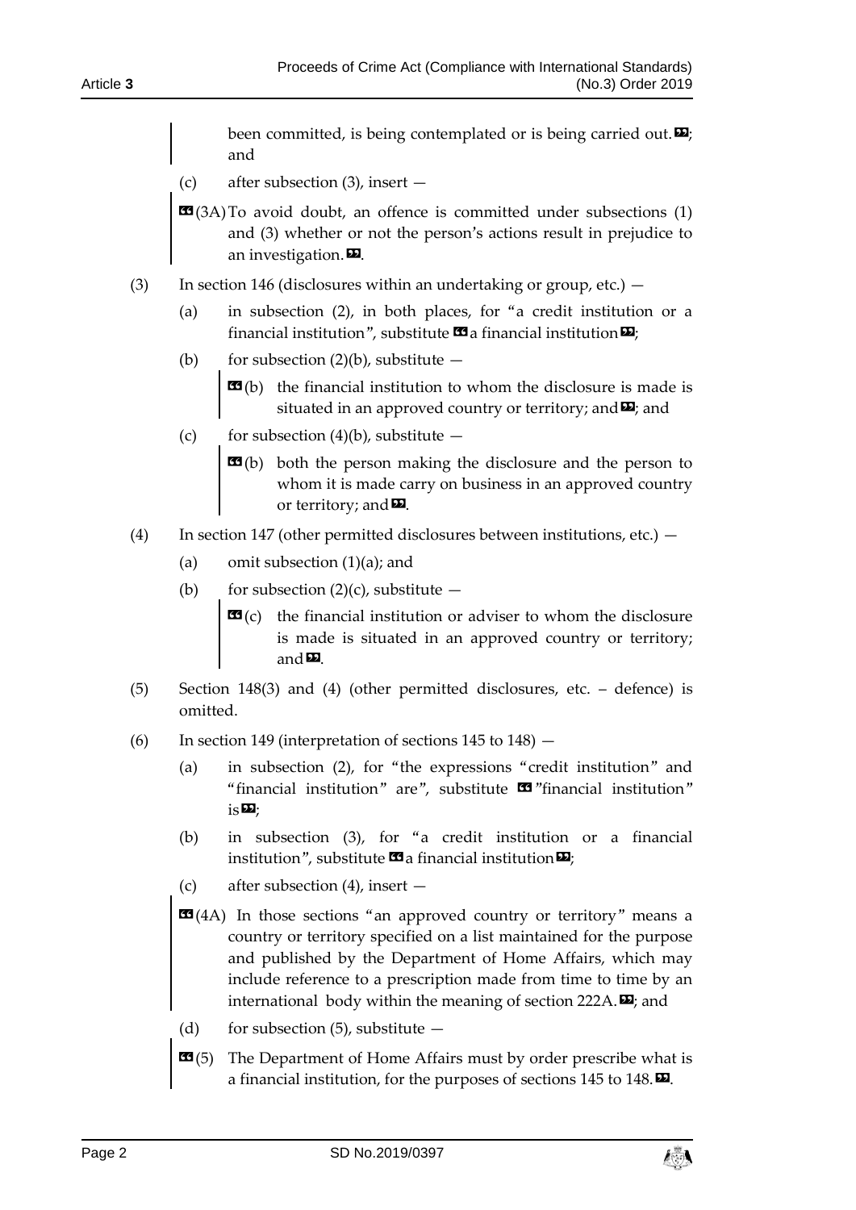been committed, is being contemplated or is being carried out.»; and

(c) after subsection (3), insert —

«(3A) To avoid doubt, an offence is committed under subsections (1) and (3) whether or not the person's actions result in prejudice to an investigation.».

(3) In section 146 (disclosures within an undertaking or group, etc.) —

(a) in subsection (2), in both places, for "a credit institution or a financial institution", substitute «a financial institution»;

(b) for subsection (2)(b), substitute —

«(b) the financial institution to whom the disclosure is made is situated in an approved country or territory; and»; and

(c) for subsection (4)(b), substitute —

«(b) both the person making the disclosure and the person to whom it is made carry on business in an approved country or territory; and».

(4) In section 147 (other permitted disclosures between institutions, etc.) —

(a) omit subsection (1)(a); and

(b) for subsection (2)(c), substitute —

«(c) the financial institution or adviser to whom the disclosure is made is situated in an approved country or territory; and».

(5) Section 148(3) and (4) (other permitted disclosures, etc. – defence) is omitted.

(6) In section 149 (interpretation of sections 145 to 148) —

(a) in subsection (2), for "the expressions "credit institution" and "financial institution" are", substitute «"financial institution" is»;

(b) in subsection (3), for "a credit institution or a financial institution", substitute «a financial institution»;

(c) after subsection (4), insert —

«(4A) In those sections "an approved country or territory" means a country or territory specified on a list maintained for the purpose and published by the Department of Home Affairs, which may include reference to a prescription made from time to time by an international body within the meaning of section 222A.»; and

(d) for subsection (5), substitute —

«(5) The Department of Home Affairs must by order prescribe what is a financial institution, for the purposes of sections 145 to 148.».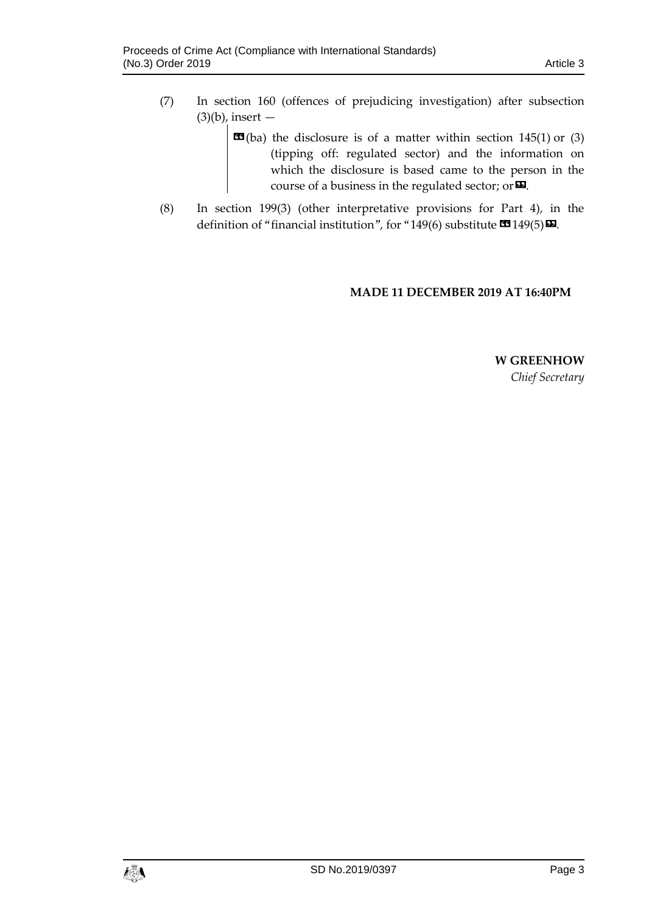(7) In section 160 (offences of prejudicing investigation) after subsection (3)(b), insert —

> «(ba) the disclosure is of a matter within section 145(1) or (3) (tipping off: regulated sector) and the information on which the disclosure is based came to the person in the course of a business in the regulated sector; or».

(8) In section 199(3) (other interpretative provisions for Part 4), in the definition of "financial institution", for "149(6) substitute «149(5)».

**MADE 11 DECEMBER 2019 AT 16:40PM**

**W GREENHOW**
*Chief Secretary*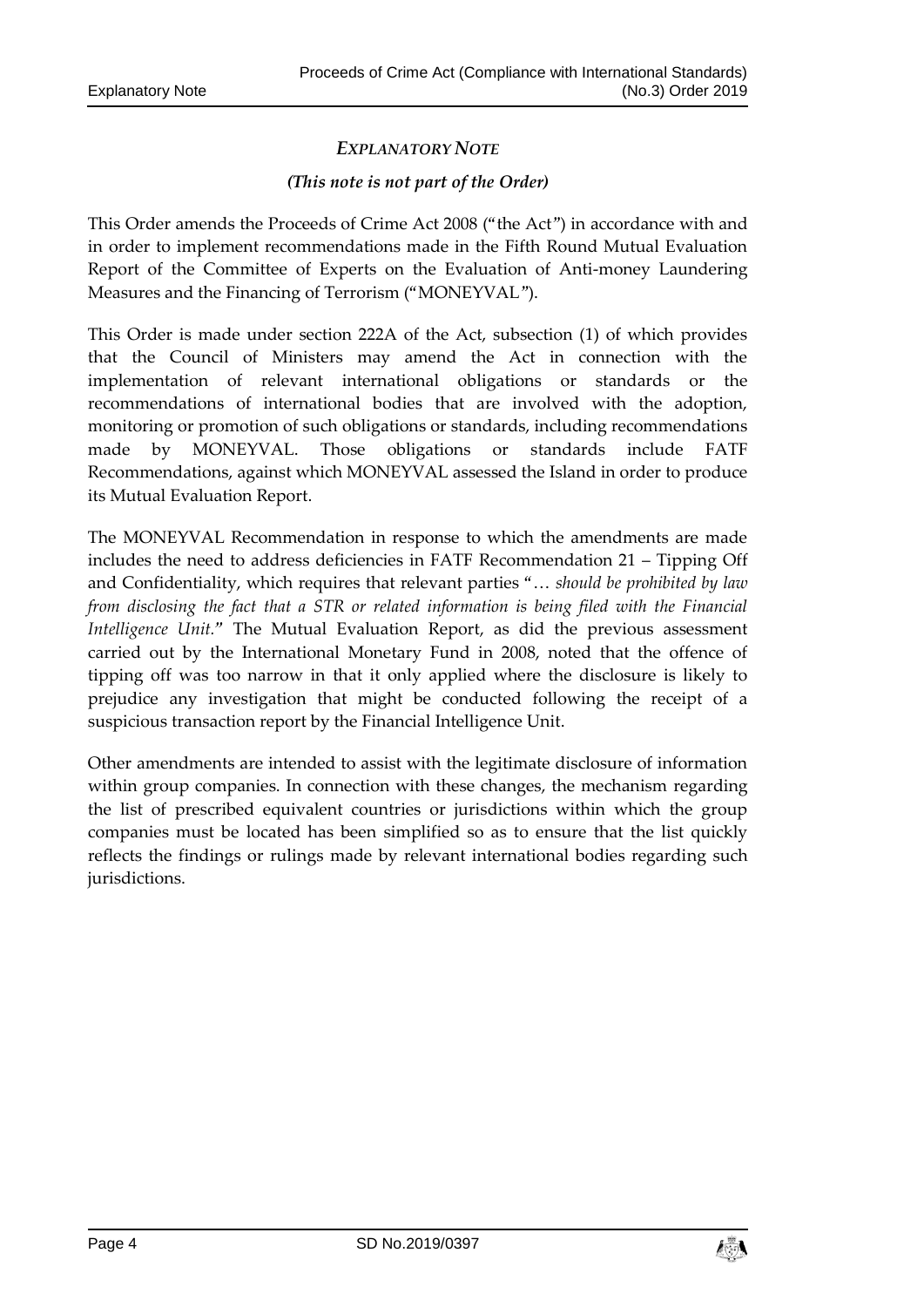## *EXPLANATORY NOTE*

### *(This note is not part of the Order)*

This Order amends the Proceeds of Crime Act 2008 ("the Act") in accordance with and in order to implement recommendations made in the Fifth Round Mutual Evaluation Report of the Committee of Experts on the Evaluation of Anti-money Laundering Measures and the Financing of Terrorism ("MONEYVAL").

This Order is made under section 222A of the Act, subsection (1) of which provides that the Council of Ministers may amend the Act in connection with the implementation of relevant international obligations or standards or the recommendations of international bodies that are involved with the adoption, monitoring or promotion of such obligations or standards, including recommendations made by MONEYVAL. Those obligations or standards include FATF Recommendations, against which MONEYVAL assessed the Island in order to produce its Mutual Evaluation Report.

The MONEYVAL Recommendation in response to which the amendments are made includes the need to address deficiencies in FATF Recommendation 21 – Tipping Off and Confidentiality, which requires that relevant parties "… *should be prohibited by law from disclosing the fact that a STR or related information is being filed with the Financial Intelligence Unit*." The Mutual Evaluation Report, as did the previous assessment carried out by the International Monetary Fund in 2008, noted that the offence of tipping off was too narrow in that it only applied where the disclosure is likely to prejudice any investigation that might be conducted following the receipt of a suspicious transaction report by the Financial Intelligence Unit.

Other amendments are intended to assist with the legitimate disclosure of information within group companies. In connection with these changes, the mechanism regarding the list of prescribed equivalent countries or jurisdictions within which the group companies must be located has been simplified so as to ensure that the list quickly reflects the findings or rulings made by relevant international bodies regarding such jurisdictions.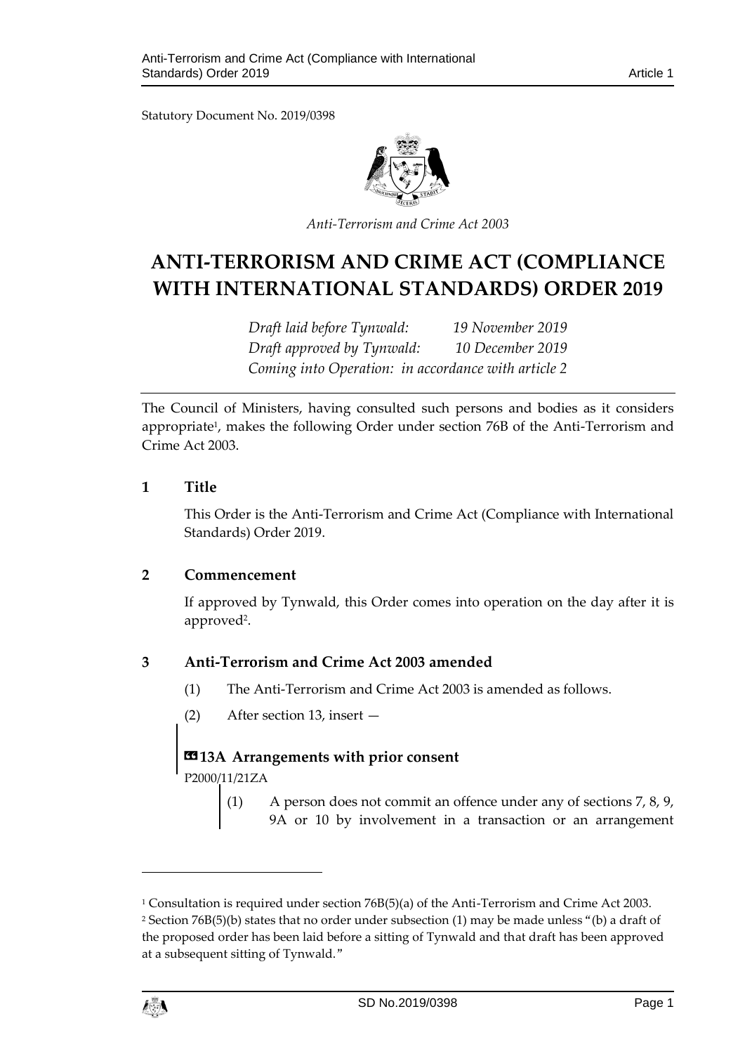Statutory Document No. 2019/0398

*Anti-Terrorism and Crime Act 2003*

# ANTI-TERRORISM AND CRIME ACT (COMPLIANCE WITH INTERNATIONAL STANDARDS) ORDER 2019

*Draft laid before Tynwald: 19 November 2019*
*Draft approved by Tynwald: 10 December 2019*
*Coming into Operation: in accordance with article 2*

The Council of Ministers, having consulted such persons and bodies as it considers appropriate[1], makes the following Order under section 76B of the Anti-Terrorism and Crime Act 2003.

## 1 Title

This Order is the Anti-Terrorism and Crime Act (Compliance with International Standards) Order 2019.

## 2 Commencement

If approved by Tynwald, this Order comes into operation on the day after it is approved[2].

## 3 Anti-Terrorism and Crime Act 2003 amended

(1) The Anti-Terrorism and Crime Act 2003 is amended as follows.

(2) After section 13, insert —

**«13A Arrangements with prior consent**

P2000/11/21ZA

(1) A person does not commit an offence under any of sections 7, 8, 9, 9A or 10 by involvement in a transaction or an arrangement

---

[1] Consultation is required under section 76B(5)(a) of the Anti-Terrorism and Crime Act 2003.

[2] Section 76B(5)(b) states that no order under subsection (1) may be made unless "(b) a draft of the proposed order has been laid before a sitting of Tynwald and that draft has been approved at a subsequent sitting of Tynwald."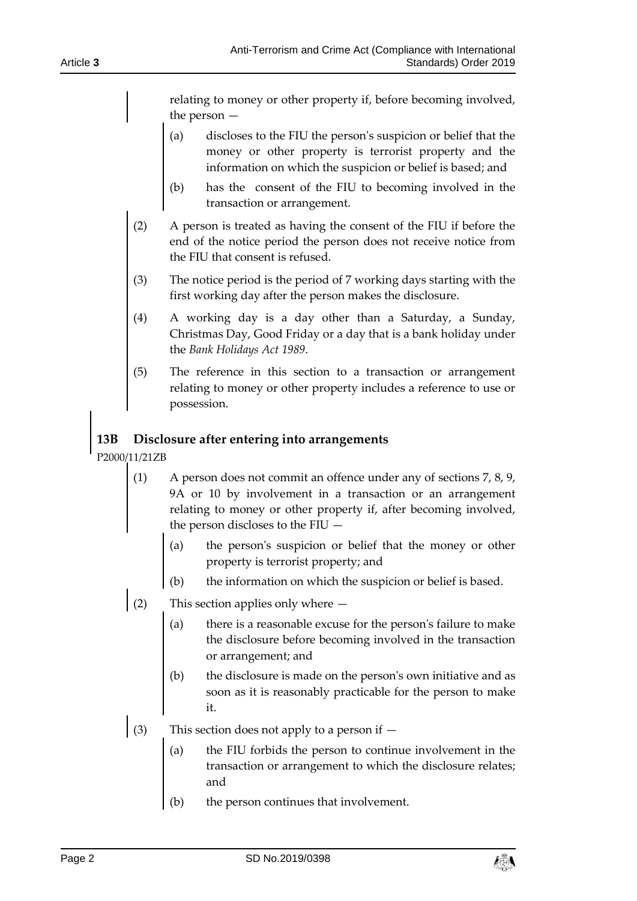relating to money or other property if, before becoming involved, the person —

(a) discloses to the FIU the person's suspicion or belief that the money or other property is terrorist property and the information on which the suspicion or belief is based; and

(b) has the consent of the FIU to becoming involved in the transaction or arrangement.

(2) A person is treated as having the consent of the FIU if before the end of the notice period the person does not receive notice from the FIU that consent is refused.

(3) The notice period is the period of 7 working days starting with the first working day after the person makes the disclosure.

(4) A working day is a day other than a Saturday, a Sunday, Christmas Day, Good Friday or a day that is a bank holiday under the *Bank Holidays Act 1989*.

(5) The reference in this section to a transaction or arrangement relating to money or other property includes a reference to use or possession.

### 13B Disclosure after entering into arrangements

P2000/11/21ZB

(1) A person does not commit an offence under any of sections 7, 8, 9, 9A or 10 by involvement in a transaction or an arrangement relating to money or other property if, after becoming involved, the person discloses to the FIU —

(a) the person's suspicion or belief that the money or other property is terrorist property; and

(b) the information on which the suspicion or belief is based.

(2) This section applies only where —

(a) there is a reasonable excuse for the person's failure to make the disclosure before becoming involved in the transaction or arrangement; and

(b) the disclosure is made on the person's own initiative and as soon as it is reasonably practicable for the person to make it.

(3) This section does not apply to a person if —

(a) the FIU forbids the person to continue involvement in the transaction or arrangement to which the disclosure relates; and

(b) the person continues that involvement.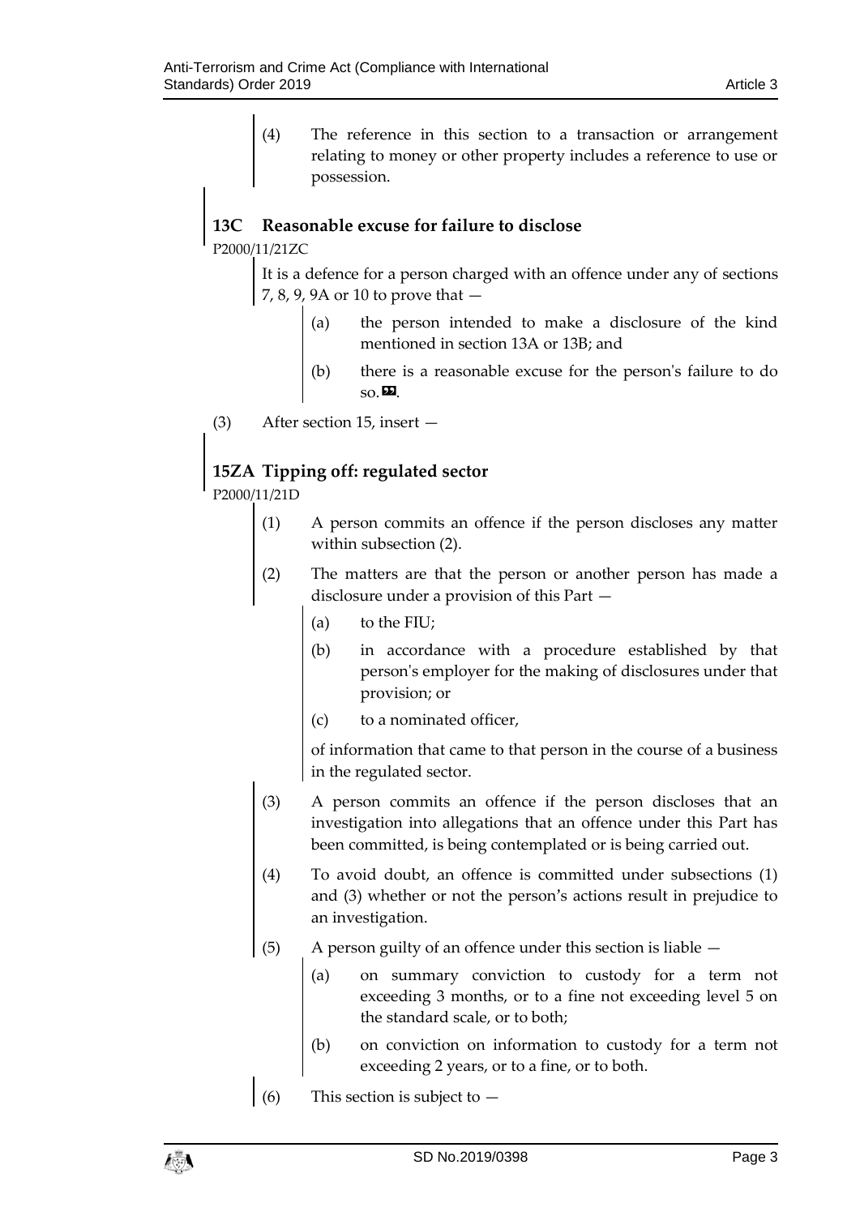(4) The reference in this section to a transaction or arrangement relating to money or other property includes a reference to use or possession.

### 13C Reasonable excuse for failure to disclose

P2000/11/21ZC

It is a defence for a person charged with an offence under any of sections 7, 8, 9, 9A or 10 to prove that —

(a) the person intended to make a disclosure of the kind mentioned in section 13A or 13B; and

(b) there is a reasonable excuse for the person's failure to do so.».

(3) After section 15, insert —

### 15ZA Tipping off: regulated sector

P2000/11/21D

(1) A person commits an offence if the person discloses any matter within subsection (2).

(2) The matters are that the person or another person has made a disclosure under a provision of this Part —

(a) to the FIU;

(b) in accordance with a procedure established by that person's employer for the making of disclosures under that provision; or

(c) to a nominated officer,

of information that came to that person in the course of a business in the regulated sector.

(3) A person commits an offence if the person discloses that an investigation into allegations that an offence under this Part has been committed, is being contemplated or is being carried out.

(4) To avoid doubt, an offence is committed under subsections (1) and (3) whether or not the person's actions result in prejudice to an investigation.

(5) A person guilty of an offence under this section is liable —

(a) on summary conviction to custody for a term not exceeding 3 months, or to a fine not exceeding level 5 on the standard scale, or to both;

(b) on conviction on information to custody for a term not exceeding 2 years, or to a fine, or to both.

(6) This section is subject to —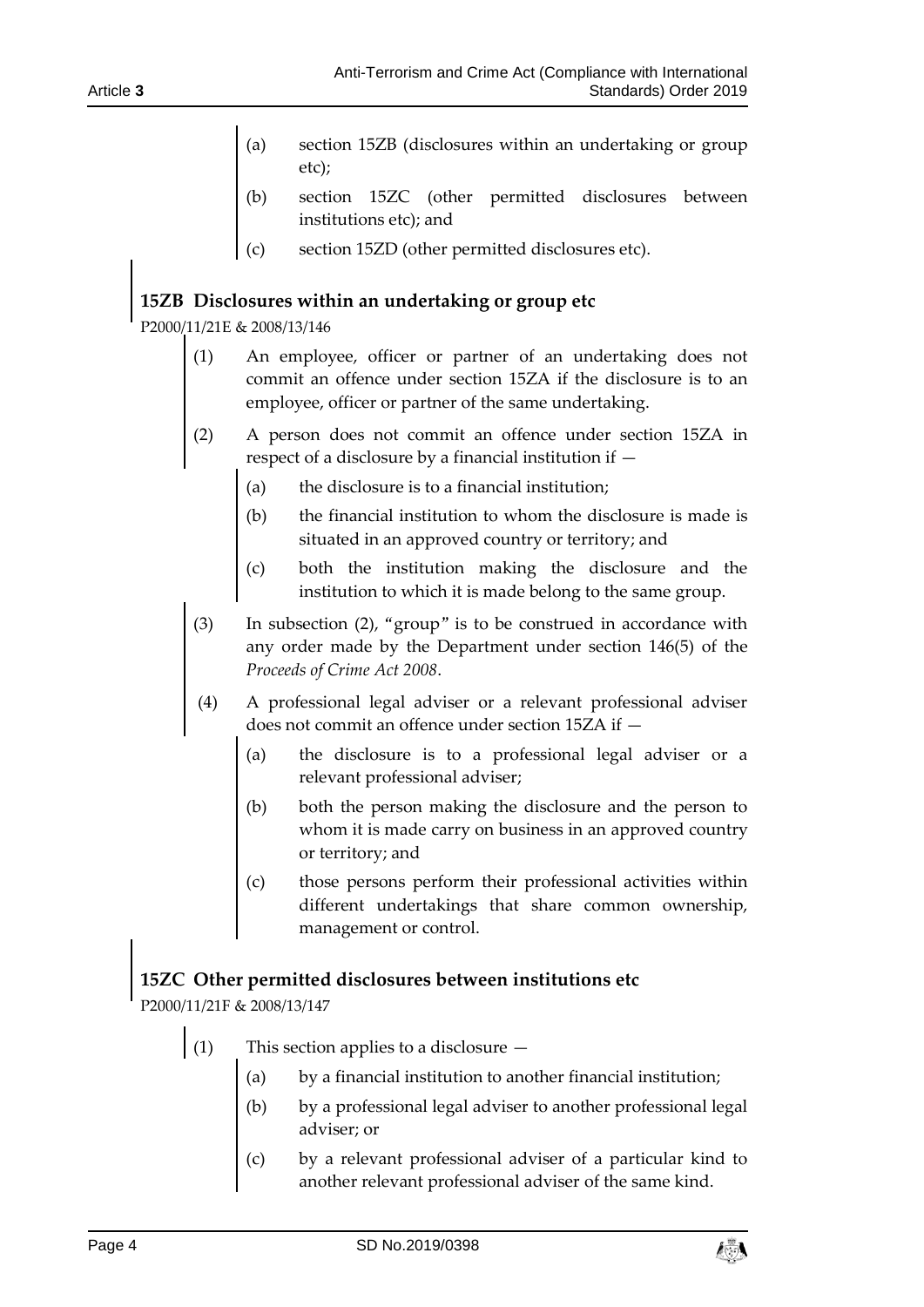(a) section 15ZB (disclosures within an undertaking or group etc);

(b) section 15ZC (other permitted disclosures between institutions etc); and

(c) section 15ZD (other permitted disclosures etc).

### 15ZB Disclosures within an undertaking or group etc

P2000/11/21E & 2008/13/146

(1) An employee, officer or partner of an undertaking does not commit an offence under section 15ZA if the disclosure is to an employee, officer or partner of the same undertaking.

(2) A person does not commit an offence under section 15ZA in respect of a disclosure by a financial institution if —

(a) the disclosure is to a financial institution;

(b) the financial institution to whom the disclosure is made is situated in an approved country or territory; and

(c) both the institution making the disclosure and the institution to which it is made belong to the same group.

(3) In subsection (2), "group" is to be construed in accordance with any order made by the Department under section 146(5) of the *Proceeds of Crime Act 2008*.

(4) A professional legal adviser or a relevant professional adviser does not commit an offence under section 15ZA if —

(a) the disclosure is to a professional legal adviser or a relevant professional adviser;

(b) both the person making the disclosure and the person to whom it is made carry on business in an approved country or territory; and

(c) those persons perform their professional activities within different undertakings that share common ownership, management or control.

### 15ZC Other permitted disclosures between institutions etc

P2000/11/21F & 2008/13/147

(1) This section applies to a disclosure —

(a) by a financial institution to another financial institution;

(b) by a professional legal adviser to another professional legal adviser; or

(c) by a relevant professional adviser of a particular kind to another relevant professional adviser of the same kind.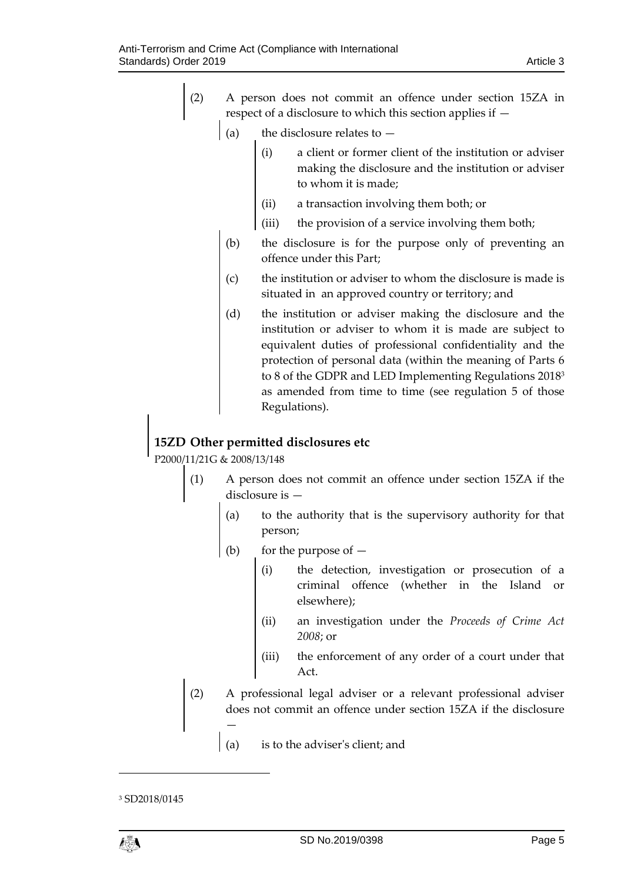(2) A person does not commit an offence under section 15ZA in respect of a disclosure to which this section applies if —

(a) the disclosure relates to —

(i) a client or former client of the institution or adviser making the disclosure and the institution or adviser to whom it is made;

(ii) a transaction involving them both; or

(iii) the provision of a service involving them both;

(b) the disclosure is for the purpose only of preventing an offence under this Part;

(c) the institution or adviser to whom the disclosure is made is situated in an approved country or territory; and

(d) the institution or adviser making the disclosure and the institution or adviser to whom it is made are subject to equivalent duties of professional confidentiality and the protection of personal data (within the meaning of Parts 6 to 8 of the GDPR and LED Implementing Regulations 2018[3] as amended from time to time (see regulation 5 of those Regulations).

### 15ZD Other permitted disclosures etc

P2000/11/21G & 2008/13/148

(1) A person does not commit an offence under section 15ZA if the disclosure is —

(a) to the authority that is the supervisory authority for that person;

(b) for the purpose of —

(i) the detection, investigation or prosecution of a criminal offence (whether in the Island or elsewhere);

(ii) an investigation under the *Proceeds of Crime Act 2008*; or

(iii) the enforcement of any order of a court under that Act.

(2) A professional legal adviser or a relevant professional adviser does not commit an offence under section 15ZA if the disclosure —

(a) is to the adviser's client; and

[3] SD2018/0145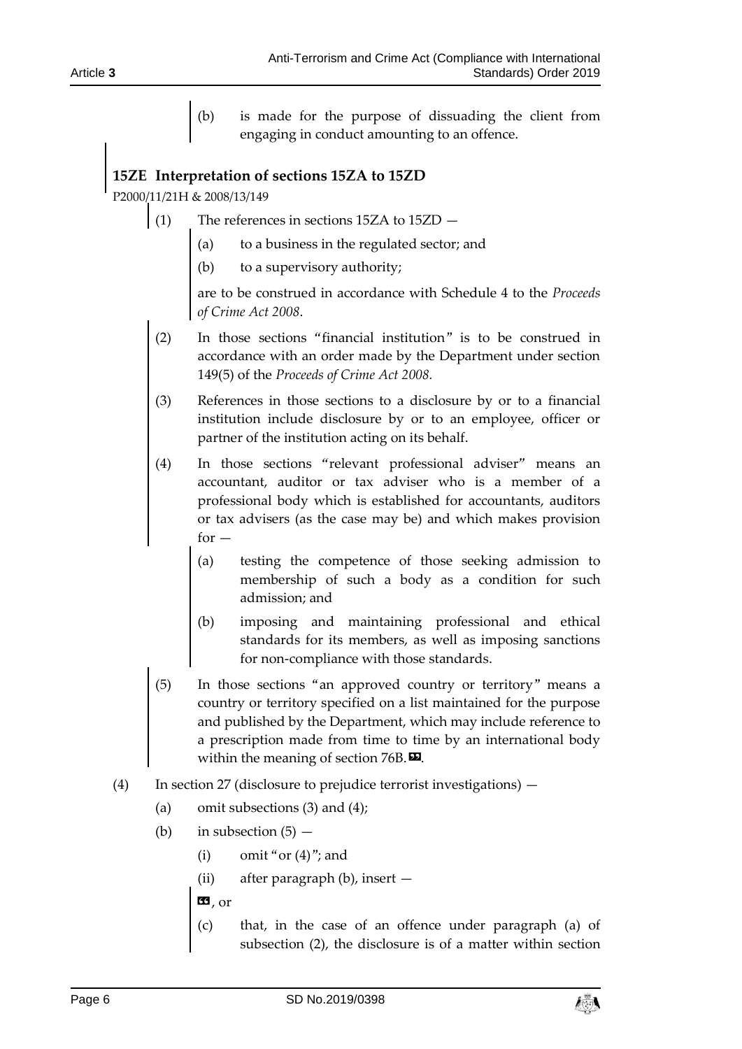(b) is made for the purpose of dissuading the client from engaging in conduct amounting to an offence.

### 15ZE Interpretation of sections 15ZA to 15ZD

P2000/11/21H & 2008/13/149

(1) The references in sections 15ZA to 15ZD —

(a) to a business in the regulated sector; and

(b) to a supervisory authority;

are to be construed in accordance with Schedule 4 to the *Proceeds of Crime Act 2008*.

(2) In those sections "financial institution" is to be construed in accordance with an order made by the Department under section 149(5) of the *Proceeds of Crime Act 2008*.

(3) References in those sections to a disclosure by or to a financial institution include disclosure by or to an employee, officer or partner of the institution acting on its behalf.

(4) In those sections "relevant professional adviser" means an accountant, auditor or tax adviser who is a member of a professional body which is established for accountants, auditors or tax advisers (as the case may be) and which makes provision for —

(a) testing the competence of those seeking admission to membership of such a body as a condition for such admission; and

(b) imposing and maintaining professional and ethical standards for its members, as well as imposing sanctions for non-compliance with those standards.

(5) In those sections "an approved country or territory" means a country or territory specified on a list maintained for the purpose and published by the Department, which may include reference to a prescription made from time to time by an international body within the meaning of section 76B.».

(4) In section 27 (disclosure to prejudice terrorist investigations) —

(a) omit subsections (3) and (4);

(b) in subsection (5) —

(i) omit "or (4)"; and

(ii) after paragraph (b), insert —

«, or

(c) that, in the case of an offence under paragraph (a) of subsection (2), the disclosure is of a matter within section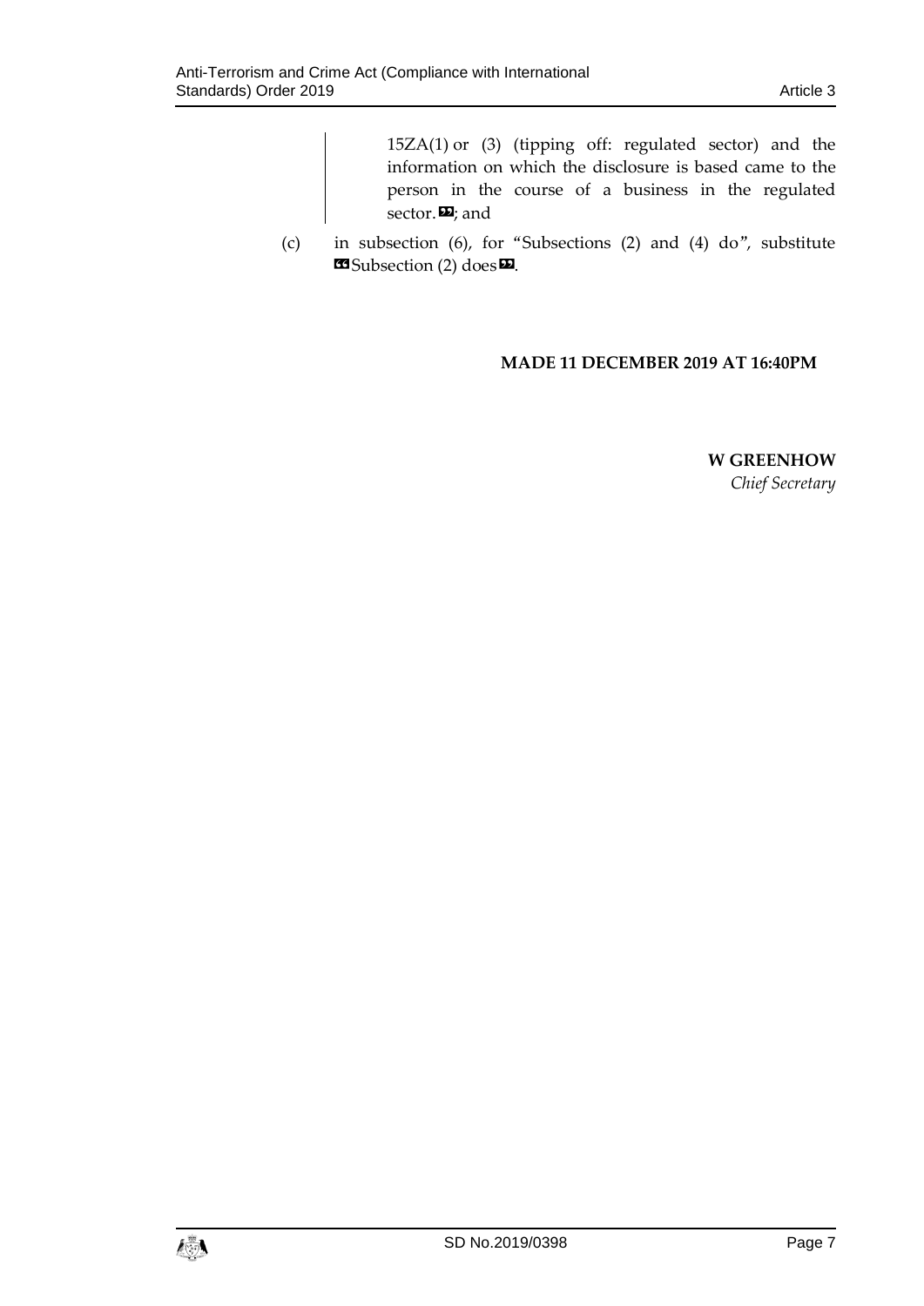15ZA(1) or (3) (tipping off: regulated sector) and the information on which the disclosure is based came to the person in the course of a business in the regulated sector.»; and

(c) in subsection (6), for "Subsections (2) and (4) do", substitute «Subsection (2) does».

**MADE 11 DECEMBER 2019 AT 16:40PM**

**W GREENHOW**
*Chief Secretary*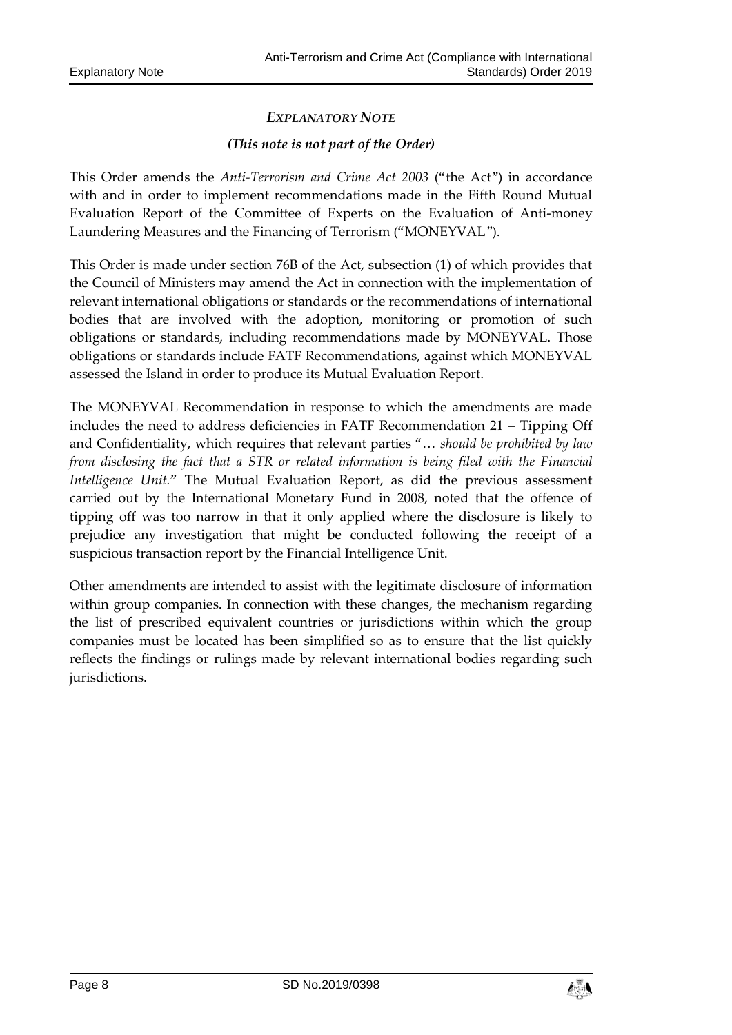## *EXPLANATORY NOTE*

### *(This note is not part of the Order)*

This Order amends the *Anti-Terrorism and Crime Act 2003* ("the Act") in accordance with and in order to implement recommendations made in the Fifth Round Mutual Evaluation Report of the Committee of Experts on the Evaluation of Anti-money Laundering Measures and the Financing of Terrorism ("MONEYVAL").

This Order is made under section 76B of the Act, subsection (1) of which provides that the Council of Ministers may amend the Act in connection with the implementation of relevant international obligations or standards or the recommendations of international bodies that are involved with the adoption, monitoring or promotion of such obligations or standards, including recommendations made by MONEYVAL. Those obligations or standards include FATF Recommendations, against which MONEYVAL assessed the Island in order to produce its Mutual Evaluation Report.

The MONEYVAL Recommendation in response to which the amendments are made includes the need to address deficiencies in FATF Recommendation 21 – Tipping Off and Confidentiality, which requires that relevant parties "… *should be prohibited by law from disclosing the fact that a STR or related information is being filed with the Financial Intelligence Unit.*" The Mutual Evaluation Report, as did the previous assessment carried out by the International Monetary Fund in 2008, noted that the offence of tipping off was too narrow in that it only applied where the disclosure is likely to prejudice any investigation that might be conducted following the receipt of a suspicious transaction report by the Financial Intelligence Unit.

Other amendments are intended to assist with the legitimate disclosure of information within group companies. In connection with these changes, the mechanism regarding the list of prescribed equivalent countries or jurisdictions within which the group companies must be located has been simplified so as to ensure that the list quickly reflects the findings or rulings made by relevant international bodies regarding such jurisdictions.